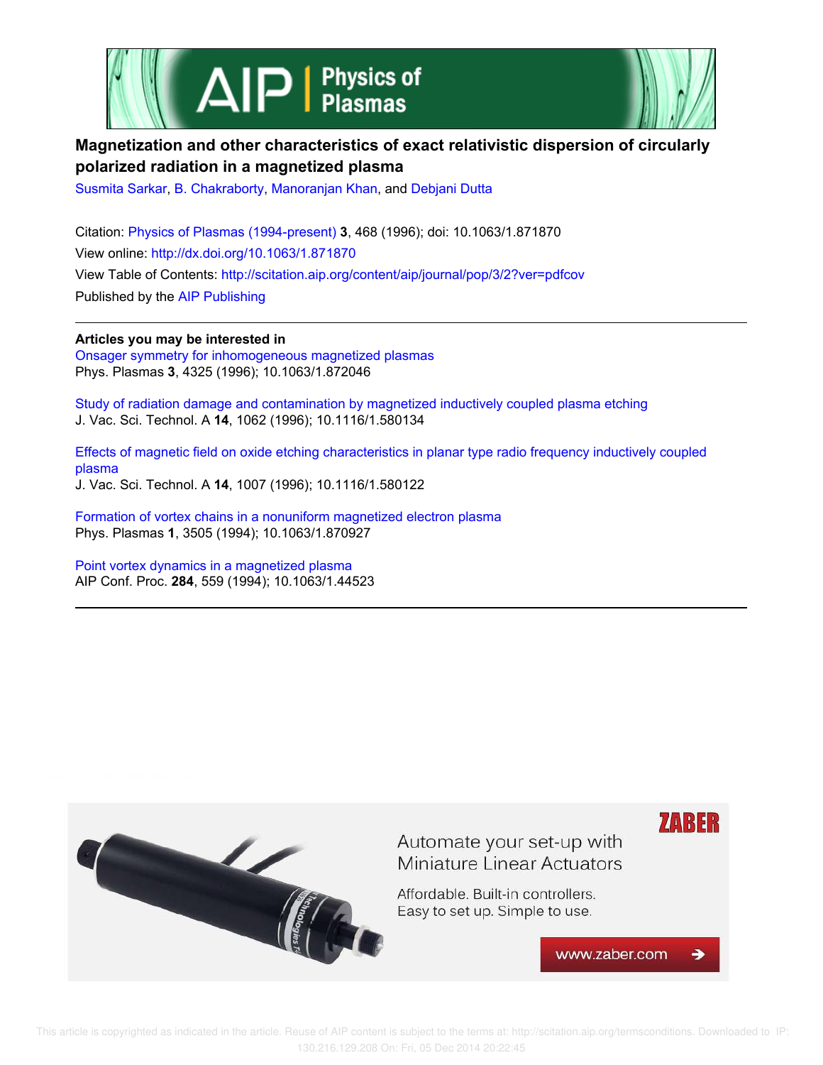# Magnetization and other characteristics of exact relativistic dispersion of circularly polarized radiation in a magnetized plasma

Susmita Sarkar, B. Chakraborty, Manoranjan Khan, and Debjani Dutta

Citation: Physics of Plasmas (1994-present) **3**, 468 (1996); doi: 10.1063/1.871870

View online: http://dx.doi.org/10.1063/1.871870

View Table of Contents: http://scitation.aip.org/content/aip/journal/pop/3/2?ver=pdfcov

Published by the AIP Publishing

---

**Articles you may be interested in**

Onsager symmetry for inhomogeneous magnetized plasmas
Phys. Plasmas **3**, 4325 (1996); 10.1063/1.872046

Study of radiation damage and contamination by magnetized inductively coupled plasma etching
J. Vac. Sci. Technol. A **14**, 1062 (1996); 10.1116/1.580134

Effects of magnetic field on oxide etching characteristics in planar type radio frequency inductively coupled plasma
J. Vac. Sci. Technol. A **14**, 1007 (1996); 10.1116/1.580122

Formation of vortex chains in a nonuniform magnetized electron plasma
Phys. Plasmas **1**, 3505 (1994); 10.1063/1.870927

Point vortex dynamics in a magnetized plasma
AIP Conf. Proc. **284**, 559 (1994); 10.1063/1.44523

---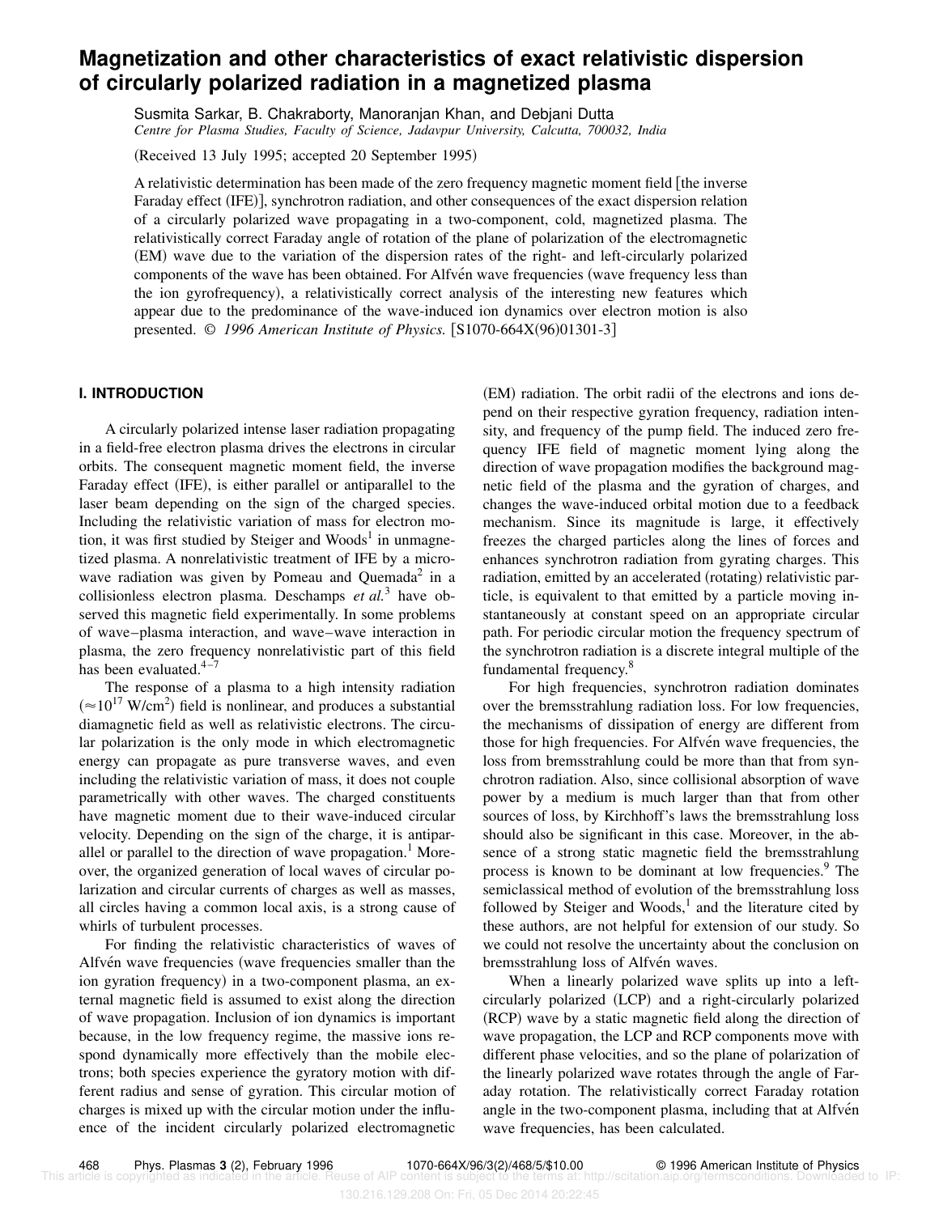# Magnetization and other characteristics of exact relativistic dispersion of circularly polarized radiation in a magnetized plasma

Susmita Sarkar, B. Chakraborty, Manoranjan Khan, and Debjani Dutta

*Centre for Plasma Studies, Faculty of Science, Jadavpur University, Calcutta, 700032, India*

(Received 13 July 1995; accepted 20 September 1995)

A relativistic determination has been made of the zero frequency magnetic moment field [the inverse Faraday effect (IFE)], synchrotron radiation, and other consequences of the exact dispersion relation of a circularly polarized wave propagating in a two-component, cold, magnetized plasma. The relativistically correct Faraday angle of rotation of the plane of polarization of the electromagnetic (EM) wave due to the variation of the dispersion rates of the right- and left-circularly polarized components of the wave has been obtained. For Alfvén wave frequencies (wave frequency less than the ion gyrofrequency), a relativistically correct analysis of the interesting new features which appear due to the predominance of the wave-induced ion dynamics over electron motion is also presented. © *1996 American Institute of Physics.* [S1070-664X(96)01301-3]

## I. INTRODUCTION

A circularly polarized intense laser radiation propagating in a field-free electron plasma drives the electrons in circular orbits. The consequent magnetic moment field, the inverse Faraday effect (IFE), is either parallel or antiparallel to the laser beam depending on the sign of the charged species. Including the relativistic variation of mass for electron motion, it was first studied by Steiger and Woods[1] in unmagnetized plasma. A nonrelativistic treatment of IFE by a microwave radiation was given by Pomeau and Quemada[2] in a collisionless electron plasma. Deschamps *et al.*[3] have observed this magnetic field experimentally. In some problems of wave–plasma interaction, and wave–wave interaction in plasma, the zero frequency nonrelativistic part of this field has been evaluated.[4–7]

The response of a plasma to a high intensity radiation ($\approx 10^{17}$ W/cm$^2$) field is nonlinear, and produces a substantial diamagnetic field as well as relativistic electrons. The circular polarization is the only mode in which electromagnetic energy can propagate as pure transverse waves, and even including the relativistic variation of mass, it does not couple parametrically with other waves. The charged constituents have magnetic moment due to their wave-induced circular velocity. Depending on the sign of the charge, it is antiparallel or parallel to the direction of wave propagation.[1] Moreover, the organized generation of local waves of circular polarization and circular currents of charges as well as masses, all circles having a common local axis, is a strong cause of whirls of turbulent processes.

For finding the relativistic characteristics of waves of Alfvén wave frequencies (wave frequencies smaller than the ion gyration frequency) in a two-component plasma, an external magnetic field is assumed to exist along the direction of wave propagation. Inclusion of ion dynamics is important because, in the low frequency regime, the massive ions respond dynamically more effectively than the mobile electrons; both species experience the gyratory motion with different radius and sense of gyration. This circular motion of charges is mixed up with the circular motion under the influence of the incident circularly polarized electromagnetic (EM) radiation. The orbit radii of the electrons and ions depend on their respective gyration frequency, radiation intensity, and frequency of the pump field. The induced zero frequency IFE field of magnetic moment lying along the direction of wave propagation modifies the background magnetic field of the plasma and the gyration of charges, and changes the wave-induced orbital motion due to a feedback mechanism. Since its magnitude is large, it effectively freezes the charged particles along the lines of forces and enhances synchrotron radiation from gyrating charges. This radiation, emitted by an accelerated (rotating) relativistic particle, is equivalent to that emitted by a particle moving instantaneously at constant speed on an appropriate circular path. For periodic circular motion the frequency spectrum of the synchrotron radiation is a discrete integral multiple of the fundamental frequency.[8]

For high frequencies, synchrotron radiation dominates over the bremsstrahlung radiation loss. For low frequencies, the mechanisms of dissipation of energy are different from those for high frequencies. For Alfvén wave frequencies, the loss from bremsstrahlung could be more than that from synchrotron radiation. Also, since collisional absorption of wave power by a medium is much larger than that from other sources of loss, by Kirchhoff's laws the bremsstrahlung loss should also be significant in this case. Moreover, in the absence of a strong static magnetic field the bremsstrahlung process is known to be dominant at low frequencies.[9] The semiclassical method of evolution of the bremsstrahlung loss followed by Steiger and Woods,[1] and the literature cited by these authors, are not helpful for extension of our study. So we could not resolve the uncertainty about the conclusion on bremsstrahlung loss of Alfvén waves.

When a linearly polarized wave splits up into a left-circularly polarized (LCP) and a right-circularly polarized (RCP) wave by a static magnetic field along the direction of wave propagation, the LCP and RCP components move with different phase velocities, and so the plane of polarization of the linearly polarized wave rotates through the angle of Faraday rotation. The relativistically correct Faraday rotation angle in the two-component plasma, including that at Alfvén wave frequencies, has been calculated.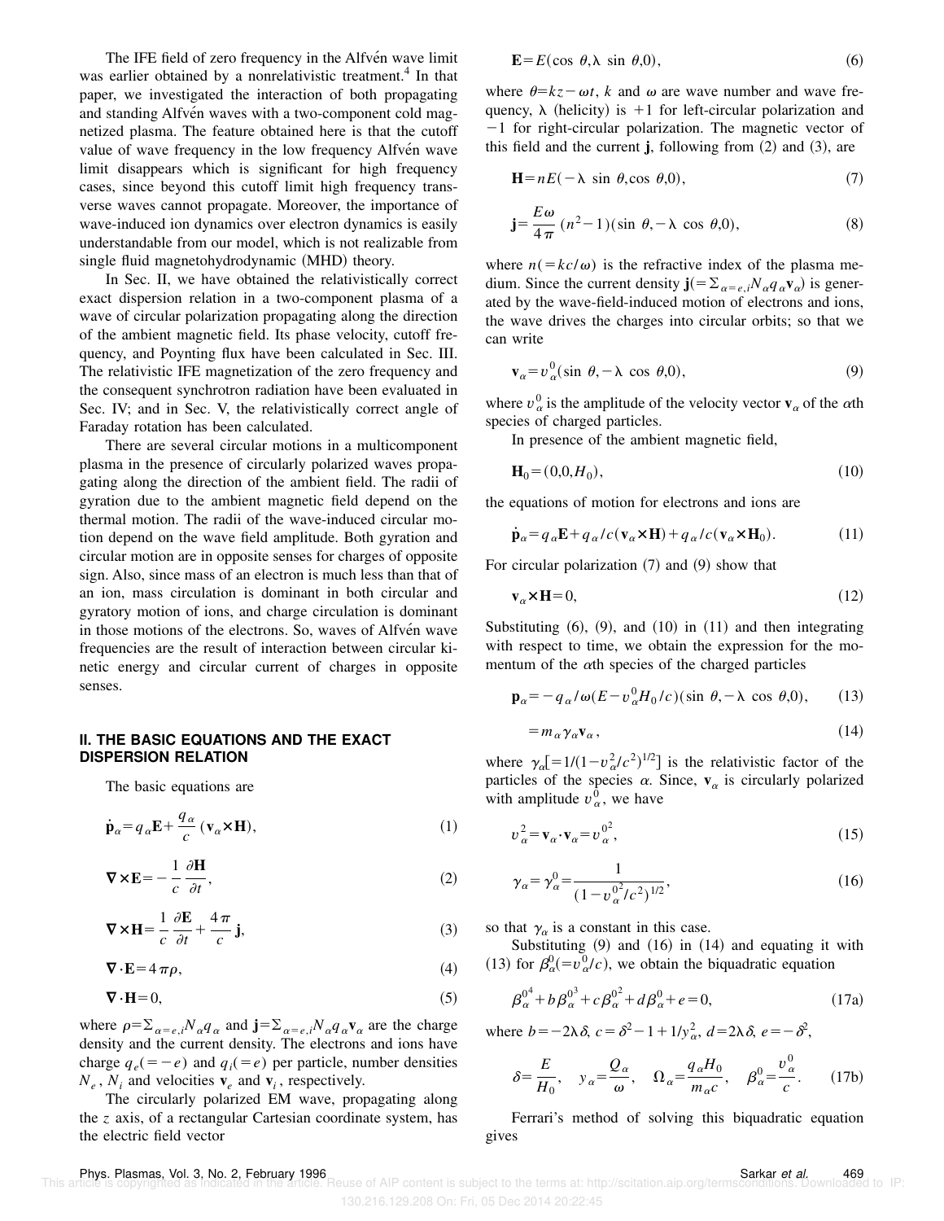The IFE field of zero frequency in the Alfvén wave limit was earlier obtained by a nonrelativistic treatment.[4] In that paper, we investigated the interaction of both propagating and standing Alfvén waves with a two-component cold magnetized plasma. The feature obtained here is that the cutoff value of wave frequency in the low frequency Alfvén wave limit disappears which is significant for high frequency cases, since beyond this cutoff limit high frequency transverse waves cannot propagate. Moreover, the importance of wave-induced ion dynamics over electron dynamics is easily understandable from our model, which is not realizable from single fluid magnetohydrodynamic (MHD) theory.

In Sec. II, we have obtained the relativistically correct exact dispersion relation in a two-component plasma of a wave of circular polarization propagating along the direction of the ambient magnetic field. Its phase velocity, cutoff frequency, and Poynting flux have been calculated in Sec. III. The relativistic IFE magnetization of the zero frequency and the consequent synchrotron radiation have been evaluated in Sec. IV; and in Sec. V, the relativistically correct angle of Faraday rotation has been calculated.

There are several circular motions in a multicomponent plasma in the presence of circularly polarized waves propagating along the direction of the ambient field. The radii of gyration due to the ambient magnetic field depend on the thermal motion. The radii of the wave-induced circular motion depend on the wave field amplitude. Both gyration and circular motion are in opposite senses for charges of opposite sign. Also, since mass of an electron is much less than that of an ion, mass circulation is dominant in both circular and gyratory motion of ions, and charge circulation is dominant in those motions of the electrons. So, waves of Alfvén wave frequencies are the result of interaction between circular kinetic energy and circular current of charges in opposite senses.

## II. THE BASIC EQUATIONS AND THE EXACT DISPERSION RELATION

The basic equations are

$$\dot{\mathbf{p}}_\alpha = q_\alpha \mathbf{E} + \frac{q_\alpha}{c}(\mathbf{v}_\alpha \times \mathbf{H}), \tag{1}$$

$$\nabla \times \mathbf{E} = -\frac{1}{c}\frac{\partial \mathbf{H}}{\partial t}, \tag{2}$$

$$\nabla \times \mathbf{H} = \frac{1}{c}\frac{\partial \mathbf{E}}{\partial t} + \frac{4\pi}{c}\mathbf{j}, \tag{3}$$

$$\nabla \cdot \mathbf{E} = 4\pi\rho, \tag{4}$$

$$\nabla \cdot \mathbf{H} = 0, \tag{5}$$

where $\rho = \Sigma_{\alpha=e,i} N_\alpha q_\alpha$ and $\mathbf{j} = \Sigma_{\alpha=e,i} N_\alpha q_\alpha \mathbf{v}_\alpha$ are the charge density and the current density. The electrons and ions have charge $q_e(=-e)$ and $q_i(=e)$ per particle, number densities $N_e$, $N_i$ and velocities $\mathbf{v}_e$ and $\mathbf{v}_i$, respectively.

The circularly polarized EM wave, propagating along the $z$ axis, of a rectangular Cartesian coordinate system, has the electric field vector

$$\mathbf{E} = E(\cos\theta, \lambda \sin\theta, 0), \tag{6}$$

where $\theta = kz - \omega t$, $k$ and $\omega$ are wave number and wave frequency, $\lambda$ (helicity) is $+1$ for left-circular polarization and $-1$ for right-circular polarization. The magnetic vector of this field and the current $\mathbf{j}$, following from (2) and (3), are

$$\mathbf{H} = nE(-\lambda \sin\theta, \cos\theta, 0), \tag{7}$$

$$\mathbf{j} = \frac{E\omega}{4\pi}(n^2-1)(\sin\theta, -\lambda\cos\theta, 0), \tag{8}$$

where $n(=kc/\omega)$ is the refractive index of the plasma medium. Since the current density $\mathbf{j}(=\Sigma_{\alpha=e,i} N_\alpha q_\alpha \mathbf{v}_\alpha)$ is generated by the wave-field-induced motion of electrons and ions, the wave drives the charges into circular orbits; so that we can write

$$\mathbf{v}_\alpha = v_\alpha^0(\sin\theta, -\lambda\cos\theta, 0), \tag{9}$$

where $v_\alpha^0$ is the amplitude of the velocity vector $\mathbf{v}_\alpha$ of the $\alpha$th species of charged particles.

In presence of the ambient magnetic field,

$$\mathbf{H}_0 = (0,0,H_0), \tag{10}$$

the equations of motion for electrons and ions are

$$\dot{\mathbf{p}}_\alpha = q_\alpha \mathbf{E} + q_\alpha/c(\mathbf{v}_\alpha \times \mathbf{H}) + q_\alpha/c(\mathbf{v}_\alpha \times \mathbf{H}_0). \tag{11}$$

For circular polarization (7) and (9) show that

$$\mathbf{v}_\alpha \times \mathbf{H} = 0, \tag{12}$$

Substituting (6), (9), and (10) in (11) and then integrating with respect to time, we obtain the expression for the momentum of the $\alpha$th species of the charged particles

$$\mathbf{p}_\alpha = -q_\alpha/\omega(E - v_\alpha^0 H_0/c)(\sin\theta, -\lambda\cos\theta, 0), \tag{13}$$

$$= m_\alpha \gamma_\alpha \mathbf{v}_\alpha, \tag{14}$$

where $\gamma_\alpha[=1/(1-v_\alpha^2/c^2)^{1/2}]$ is the relativistic factor of the particles of the species $\alpha$. Since, $\mathbf{v}_\alpha$ is circularly polarized with amplitude $v_\alpha^0$, we have

$$v_\alpha^2 = \mathbf{v}_\alpha \cdot \mathbf{v}_\alpha = v_\alpha^{0^2}, \tag{15}$$

$$\gamma_\alpha = \gamma_\alpha^0 = \frac{1}{(1-v_\alpha^{0^2}/c^2)^{1/2}}, \tag{16}$$

so that $\gamma_\alpha$ is a constant in this case.

Substituting (9) and (16) in (14) and equating it with (13) for $\beta_\alpha^0(=v_\alpha^0/c)$, we obtain the biquadratic equation

$$\beta_\alpha^{0^4} + b\beta_\alpha^{0^3} + c\beta_\alpha^{0^2} + d\beta_\alpha^0 + e = 0, \tag{17a}$$

where $b=-2\lambda\delta$, $c=\delta^2-1+1/y_\alpha^2$, $d=2\lambda\delta$, $e=-\delta^2$,

$$\delta = \frac{E}{H_0}, \quad y_\alpha = \frac{Q_\alpha}{\omega}, \quad \Omega_\alpha = \frac{q_\alpha H_0}{m_\alpha c}, \quad \beta_\alpha^0 = \frac{v_\alpha^0}{c}. \tag{17b}$$

Ferrari's method of solving this biquadratic equation gives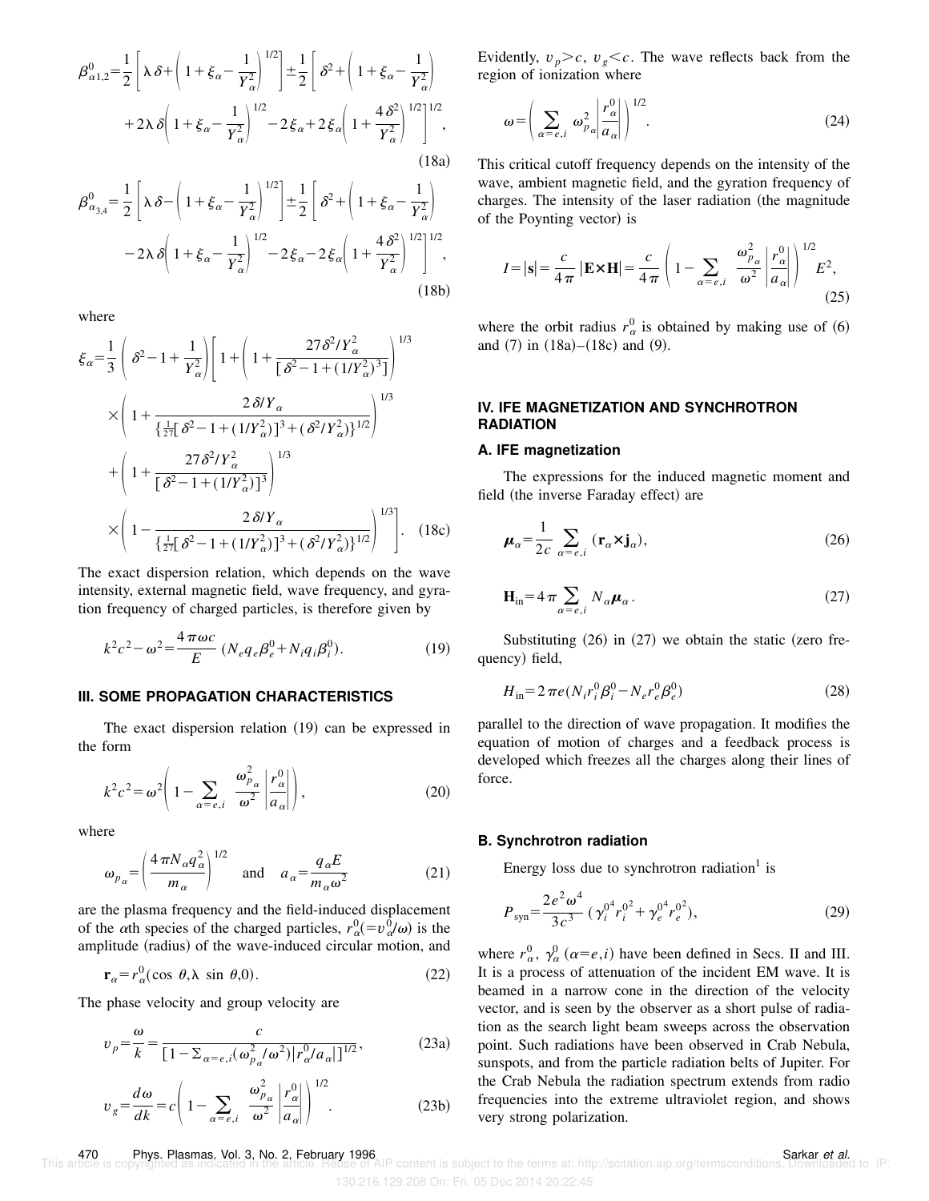$$\beta^0_{\alpha 1,2}=\frac{1}{2}\left[\lambda\,\delta+\left(1+\xi_\alpha-\frac{1}{Y_\alpha^2}\right)^{1/2}\right]\pm\frac{1}{2}\left[\delta^2+\left(1+\xi_\alpha-\frac{1}{Y_\alpha^2}\right)+2\lambda\,\delta\left(1+\xi_\alpha-\frac{1}{Y_\alpha^2}\right)^{1/2}-2\xi_\alpha+2\xi_\alpha\left(1+\frac{4\delta^2}{Y_\alpha^2}\right)^{1/2}\right]^{1/2},\tag{18a}$$

$$\beta^0_{\alpha_{3,4}}=\frac{1}{2}\left[\lambda\,\delta-\left(1+\xi_\alpha-\frac{1}{Y_\alpha^2}\right)^{1/2}\right]\pm\frac{1}{2}\left[\delta^2+\left(1+\xi_\alpha-\frac{1}{Y_\alpha^2}\right)-2\lambda\,\delta\left(1+\xi_\alpha-\frac{1}{Y_\alpha^2}\right)^{1/2}-2\xi_\alpha-2\xi_\alpha\left(1+\frac{4\delta^2}{Y_\alpha^2}\right)^{1/2}\right]^{1/2},\tag{18b}$$

where

$$\xi_\alpha=\frac{1}{3}\left(\delta^2-1+\frac{1}{Y_\alpha^2}\right)\left[1+\left(1+\frac{27\delta^2/Y_\alpha^2}{[\delta^2-1+(1/Y_\alpha^2)^3]}\right)^{1/3}\times\left(1+\frac{2\delta/Y_\alpha}{\{\frac{1}{27}[\delta^2-1+(1/Y_\alpha^2)]^3+(\delta^2/Y_\alpha^2)\}^{1/2}}\right)^{1/3}+\left(1+\frac{27\delta^2/Y_\alpha^2}{[\delta^2-1+(1/Y_\alpha^2)]^3}\right)^{1/3}\times\left(1-\frac{2\delta/Y_\alpha}{\{\frac{1}{27}[\delta^2-1+(1/Y_\alpha^2)]^3+(\delta^2/Y_\alpha^2)\}^{1/2}}\right)^{1/3}\right].\tag{18c}$$

The exact dispersion relation, which depends on the wave intensity, external magnetic field, wave frequency, and gyration frequency of charged particles, is therefore given by

$$k^2c^2-\omega^2=\frac{4\pi\omega c}{E}\,(N_e q_e \beta_e^0+N_i q_i \beta_i^0).\tag{19}$$

## III. SOME PROPAGATION CHARACTERISTICS

The exact dispersion relation (19) can be expressed in the form

$$k^2c^2=\omega^2\left(1-\sum_{\alpha=e,i}\frac{\omega_{p_\alpha}^2}{\omega^2}\left|\frac{r_\alpha^0}{a_\alpha}\right|\right),\tag{20}$$

where

$$\omega_{p_\alpha}=\left(\frac{4\pi N_\alpha q_\alpha^2}{m_\alpha}\right)^{1/2}\quad\text{and}\quad a_\alpha=\frac{q_\alpha E}{m_\alpha\omega^2}\tag{21}$$

are the plasma frequency and the field-induced displacement of the $\alpha$th species of the charged particles, $r_\alpha^0(=v_\alpha^0/\omega)$ is the amplitude (radius) of the wave-induced circular motion, and

$$\mathbf{r}_\alpha=r_\alpha^0(\cos\,\theta,\lambda\,\sin\,\theta,0).\tag{22}$$

The phase velocity and group velocity are

$$v_p=\frac{\omega}{k}=\frac{c}{[1-\Sigma_{\alpha=e,i}(\omega_{p_\alpha}^2/\omega^2)|r_\alpha^0/a_\alpha|]^{1/2}},\tag{23a}$$

$$v_g=\frac{d\omega}{dk}=c\left(1-\sum_{\alpha=e,i}\frac{\omega_{p_\alpha}^2}{\omega^2}\left|\frac{r_\alpha^0}{a_\alpha}\right|\right)^{1/2}.\tag{23b}$$

Evidently, $v_p>c$, $v_g<c$. The wave reflects back from the region of ionization where

$$\omega=\left(\sum_{\alpha=e,i}\omega_{p_\alpha}^2\left|\frac{r_\alpha^0}{a_\alpha}\right|\right)^{1/2}.\tag{24}$$

This critical cutoff frequency depends on the intensity of the wave, ambient magnetic field, and the gyration frequency of charges. The intensity of the laser radiation (the magnitude of the Poynting vector) is

$$I=|\mathbf{s}|=\frac{c}{4\pi}\,|\mathbf{E}\times\mathbf{H}|=\frac{c}{4\pi}\left(1-\sum_{\alpha=e,i}\frac{\omega_{p_\alpha}^2}{\omega^2}\left|\frac{r_\alpha^0}{a_\alpha}\right|\right)^{1/2}E^2,\tag{25}$$

where the orbit radius $r_\alpha^0$ is obtained by making use of (6) and (7) in (18a)–(18c) and (9).

## IV. IFE MAGNETIZATION AND SYNCHROTRON RADIATION

### A. IFE magnetization

The expressions for the induced magnetic moment and field (the inverse Faraday effect) are

$$\boldsymbol{\mu}_\alpha=\frac{1}{2c}\sum_{\alpha=e,i}(\mathbf{r}_\alpha\times\mathbf{j}_\alpha),\tag{26}$$

$$\mathbf{H}_{\text{in}}=4\pi\sum_{\alpha=e,i}N_\alpha\boldsymbol{\mu}_\alpha.\tag{27}$$

Substituting (26) in (27) we obtain the static (zero frequency) field,

$$H_{\text{in}}=2\pi e(N_i r_i^0\beta_i^0-N_e r_e^0\beta_e^0)\tag{28}$$

parallel to the direction of wave propagation. It modifies the equation of motion of charges and a feedback process is developed which freezes all the charges along their lines of force.

### B. Synchrotron radiation

Energy loss due to synchrotron radiation[1] is

$$P_{\text{syn}}=\frac{2e^2\omega^4}{3c^3}\,(\gamma_i^{0^4}r_i^{0^2}+\gamma_e^{0^4}r_e^{0^2}),\tag{29}$$

where $r_\alpha^0$, $\gamma_\alpha^0$ $(\alpha=e,i)$ have been defined in Secs. II and III. It is a process of attenuation of the incident EM wave. It is beamed in a narrow cone in the direction of the velocity vector, and is seen by the observer as a short pulse of radiation as the search light beam sweeps across the observation point. Such radiations have been observed in Crab Nebula, sunspots, and from the particle radiation belts of Jupiter. For the Crab Nebula the radiation spectrum extends from radio frequencies into the extreme ultraviolet region, and shows very strong polarization.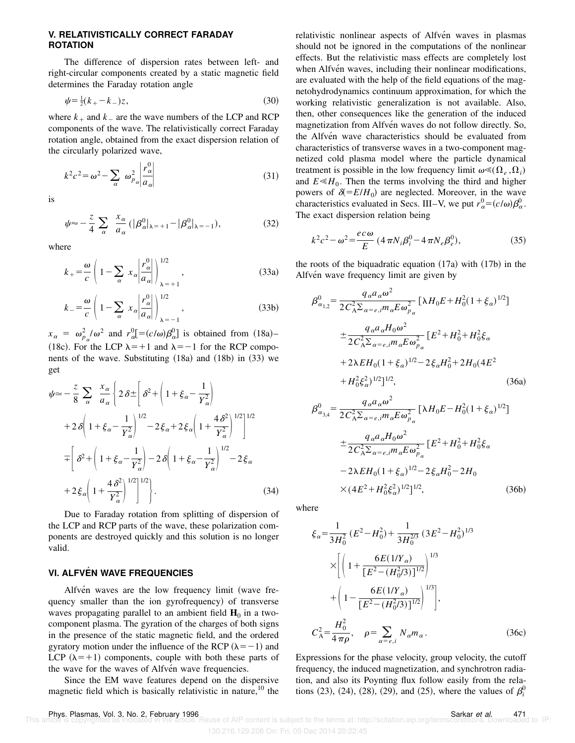## V. RELATIVISTICALLY CORRECT FARADAY ROTATION

The difference of dispersion rates between left- and right-circular components created by a static magnetic field determines the Faraday rotation angle

$$\psi = \tfrac{1}{2}(k_+ - k_-)z, \tag{30}$$

where $k_+$ and $k_-$ are the wave numbers of the LCP and RCP components of the wave. The relativistically correct Faraday rotation angle, obtained from the exact dispersion relation of the circularly polarized wave,

$$k^2c^2 = \omega^2 - \sum_\alpha \omega_{p_\alpha}^2 \left|\frac{r_\alpha^0}{a_\alpha}\right| \tag{31}$$

is

$$\psi \approx -\frac{z}{4}\sum_\alpha \frac{x_\alpha}{a_\alpha}\left(|\beta_\alpha^0|_{\lambda=+1} - |\beta_\alpha^0|_{\lambda=-1}\right), \tag{32}$$

where

$$k_+ = \frac{\omega}{c}\left(1 - \sum_\alpha x_\alpha \left|\frac{r_\alpha^0}{a_\alpha}\right|\right)^{1/2}_{\lambda=+1}, \tag{33a}$$

$$k_- = \frac{\omega}{c}\left(1 - \sum_\alpha x_\alpha \left|\frac{r_\alpha^0}{a_\alpha}\right|\right)^{1/2}_{\lambda=-1}, \tag{33b}$$

$x_\alpha = \omega_{p_\alpha}^2/\omega^2$ and $r_\alpha^0[=(c/\omega)\beta_\alpha^0]$ is obtained from (18a)–(18c). For the LCP $\lambda=+1$ and $\lambda=-1$ for the RCP components of the wave. Substituting (18a) and (18b) in (33) we get

$$\begin{aligned}
\psi \approx -\frac{z}{8}\sum_\alpha \frac{x_\alpha}{a_\alpha}\Bigg\{ & 2\delta \pm \Bigg[\delta^2 + \left(1+\xi_\alpha - \frac{1}{Y_\alpha^2}\right) \\
& + 2\delta\left(1+\xi_\alpha - \frac{1}{Y_\alpha^2}\right)^{1/2} - 2\xi_\alpha + 2\xi_\alpha\left(1+\frac{4\delta^2}{Y_\alpha^2}\right)^{1/2}\Bigg]^{1/2} \\
& \mp \Bigg[\delta^2 + \left(1+\xi_\alpha - \frac{1}{Y_\alpha^2}\right) - 2\delta\left(1+\xi_\alpha - \frac{1}{Y_\alpha^2}\right)^{1/2} - 2\xi_\alpha \\
& + 2\xi_\alpha\left(1+\frac{4\delta^2}{Y_\alpha^2}\right)^{1/2}\Bigg]^{1/2}\Bigg\}.
\end{aligned} \tag{34}$$

Due to Faraday rotation from splitting of dispersion of the LCP and RCP parts of the wave, these polarization components are destroyed quickly and this solution is no longer valid.

## VI. ALFVÉN WAVE FREQUENCIES

Alfvén waves are the low frequency limit (wave frequency smaller than the ion gyrofrequency) of transverse waves propagating parallel to an ambient field $\mathbf{H}_0$ in a two-component plasma. The gyration of the charges of both signs in the presence of the static magnetic field, and the ordered gyratory motion under the influence of the RCP ($\lambda=-1$) and LCP ($\lambda=+1$) components, couple with both these parts of the wave for the waves of Alfvén wave frequencies.

Since the EM wave features depend on the dispersive magnetic field which is basically relativistic in nature,[10] the relativistic nonlinear aspects of Alfvén waves in plasmas should not be ignored in the computations of the nonlinear effects. But the relativistic mass effects are completely lost when Alfvén waves, including their nonlinear modifications, are evaluated with the help of the field equations of the magnetohydrodynamics continuum approximation, for which the working relativistic generalization is not available. Also, then, other consequences like the generation of the induced magnetization from Alfvén waves do not follow directly. So, the Alfvén wave characteristics should be evaluated from characteristics of transverse waves in a two-component magnetized cold plasma model where the particle dynamical treatment is possible in the low frequency limit $\omega \ll (\Omega_e, \Omega_i)$ and $E \ll H_0$. Then the terms involving the third and higher powers of $\delta(=E/H_0)$ are neglected. Moreover, in the wave characteristics evaluated in Secs. III–V, we put $r_\alpha^0 = (c/\omega)\beta_\alpha^0$. The exact dispersion relation being

$$k^2c^2 - \omega^2 = \frac{ec\omega}{E}\left(4\pi N_i\beta_i^0 - 4\pi N_e\beta_e^0\right), \tag{35}$$

the roots of the biquadratic equation (17a) with (17b) in the Alfvén wave frequency limit are given by

$$\begin{aligned}
\beta_{\alpha_{1,2}}^0 = & \frac{q_\alpha a_\alpha \omega^2}{2C_A^2 \sum_{\alpha=e,i} m_\alpha E \omega_{p_\alpha}^2}\left[\lambda H_0 E + H_0^2(1+\xi_\alpha)^{1/2}\right] \\
& \pm \frac{q_\alpha a_\alpha H_0 \omega^2}{2C_A^2 \sum_{\alpha=e,i} m_\alpha E \omega_{p_\alpha}^2}\left[E^2 + H_0^2 + H_0^2\xi_\alpha\right. \\
& + 2\lambda E H_0(1+\xi_\alpha)^{1/2} - 2\xi_\alpha H_0^2 + 2H_0(4E^2 \\
& \left. + H_0^2\xi_\alpha^2)^{1/2}\right]^{1/2},
\end{aligned} \tag{36a}$$

$$\begin{aligned}
\beta_{\alpha_{3,4}}^0 = & \frac{q_\alpha a_\alpha \omega^2}{2C_A^2 \sum_{\alpha=e,i} m_\alpha E \omega_{p_\alpha}^2}\left[\lambda H_0 E - H_0^2(1+\xi_\alpha)^{1/2}\right] \\
& \pm \frac{q_\alpha a_\alpha H_0 \omega^2}{2C_A^2 \sum_{\alpha=e,i} m_\alpha E \omega_{p_\alpha}^2}\left[E^2 + H_0^2 + H_0^2\xi_\alpha\right. \\
& - 2\lambda E H_0(1+\xi_\alpha)^{1/2} - 2\xi_\alpha H_0^2 - 2H_0 \\
& \left. \times(4E^2 + H_0^2\xi_\alpha^2)^{1/2}\right]^{1/2},
\end{aligned} \tag{36b}$$

where

$$\begin{aligned}
\xi_\alpha = & \frac{1}{3H_0^2}(E^2 - H_0^2) + \frac{1}{3H_0^{2/3}}(3E^2 - H_0^2)^{1/3} \\
& \times\left[\left(1 + \frac{6E(1/Y_\alpha)}{[E^2 - (H_0^2/3)]^{1/2}}\right)^{1/3}\right. \\
& \left. + \left(1 - \frac{6E(1/Y_\alpha)}{[E^2 - (H_0^2/3)]^{1/2}}\right)^{1/3}\right],
\end{aligned}$$

$$C_A^2 = \frac{H_0^2}{4\pi\rho}, \quad \rho = \sum_{\alpha=e,i} N_\alpha m_\alpha. \tag{36c}$$

Expressions for the phase velocity, group velocity, the cutoff frequency, the induced magnetization, and synchrotron radiation, and also its Poynting flux follow easily from the relations (23), (24), (28), (29), and (25), where the values of $\beta_i^0$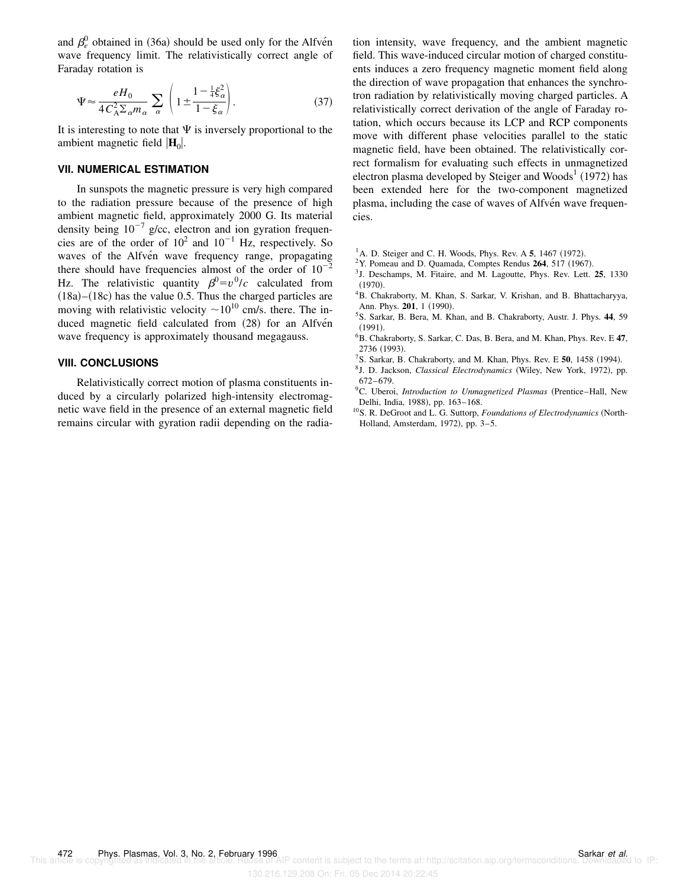and $\beta_e^0$ obtained in (36a) should be used only for the Alfvén wave frequency limit. The relativistically correct angle of Faraday rotation is

$$\Psi \approx \frac{eH_0}{4C_A^2 \Sigma_\alpha m_\alpha} \sum_\alpha \left( 1 \pm \frac{1 - \frac{1}{4}\xi_\alpha^2}{1 - \xi_\alpha} \right). \tag{37}$$

It is interesting to note that $\Psi$ is inversely proportional to the ambient magnetic field $|\mathbf{H}_0|$.

## VII. NUMERICAL ESTIMATION

In sunspots the magnetic pressure is very high compared to the radiation pressure because of the presence of high ambient magnetic field, approximately 2000 G. Its material density being $10^{-7}$ g/cc, electron and ion gyration frequencies are of the order of $10^2$ and $10^{-1}$ Hz, respectively. So waves of the Alfvén wave frequency range, propagating there should have frequencies almost of the order of $10^{-2}$ Hz. The relativistic quantity $\beta^0 = v^0/c$ calculated from (18a)–(18c) has the value 0.5. Thus the charged particles are moving with relativistic velocity $\sim 10^{10}$ cm/s. there. The induced magnetic field calculated from (28) for an Alfvén wave frequency is approximately thousand megagauss.

## VIII. CONCLUSIONS

Relativistically correct motion of plasma constituents induced by a circularly polarized high-intensity electromagnetic wave field in the presence of an external magnetic field remains circular with gyration radii depending on the radiation intensity, wave frequency, and the ambient magnetic field. This wave-induced circular motion of charged constituents induces a zero frequency magnetic moment field along the direction of wave propagation that enhances the synchrotron radiation by relativistically moving charged particles. A relativistically correct derivation of the angle of Faraday rotation, which occurs because its LCP and RCP components move with different phase velocities parallel to the static magnetic field, have been obtained. The relativistically correct formalism for evaluating such effects in unmagnetized electron plasma developed by Steiger and Woods[1] (1972) has been extended here for the two-component magnetized plasma, including the case of waves of Alfvén wave frequencies.

[1] A. D. Steiger and C. H. Woods, Phys. Rev. A **5**, 1467 (1972).

[2] Y. Pomeau and D. Quamada, Comptes Rendus **264**, 517 (1967).

[3] J. Deschamps, M. Fitaire, and M. Lagoutte, Phys. Rev. Lett. **25**, 1330 (1970).

[4] B. Chakraborty, M. Khan, S. Sarkar, V. Krishan, and B. Bhattacharyya, Ann. Phys. **201**, 1 (1990).

[5] S. Sarkar, B. Bera, M. Khan, and B. Chakraborty, Austr. J. Phys. **44**, 59 (1991).

[6] B. Chakraborty, S. Sarkar, C. Das, B. Bera, and M. Khan, Phys. Rev. E **47**, 2736 (1993).

[7] S. Sarkar, B. Chakraborty, and M. Khan, Phys. Rev. E **50**, 1458 (1994).

[8] J. D. Jackson, *Classical Electrodynamics* (Wiley, New York, 1972), pp. 672–679.

[9] C. Uberoi, *Introduction to Unmagnetized Plasmas* (Prentice–Hall, New Delhi, India, 1988), pp. 163–168.

[10] S. R. DeGroot and L. G. Suttorp, *Foundations of Electrodynamics* (North-Holland, Amsterdam, 1972), pp. 3–5.